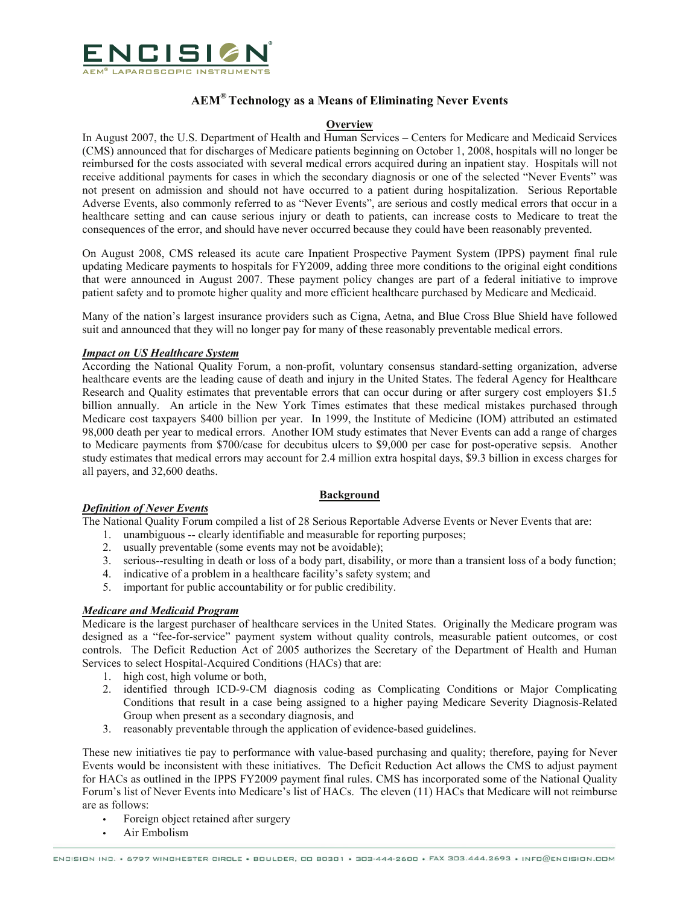ENCISION®

AEM® LAPAROSCOPIC INSTRUMENTS

# AEM® Technology as a Means of Eliminating Never Events

## Overview

In August 2007, the U.S. Department of Health and Human Services – Centers for Medicare and Medicaid Services (CMS) announced that for discharges of Medicare patients beginning on October 1, 2008, hospitals will no longer be reimbursed for the costs associated with several medical errors acquired during an inpatient stay. Hospitals will not receive additional payments for cases in which the secondary diagnosis or one of the selected "Never Events" was not present on admission and should not have occurred to a patient during hospitalization. Serious Reportable Adverse Events, also commonly referred to as "Never Events", are serious and costly medical errors that occur in a healthcare setting and can cause serious injury or death to patients, can increase costs to Medicare to treat the consequences of the error, and should have never occurred because they could have been reasonably prevented.

On August 2008, CMS released its acute care Inpatient Prospective Payment System (IPPS) payment final rule updating Medicare payments to hospitals for FY2009, adding three more conditions to the original eight conditions that were announced in August 2007. These payment policy changes are part of a federal initiative to improve patient safety and to promote higher quality and more efficient healthcare purchased by Medicare and Medicaid.

Many of the nation's largest insurance providers such as Cigna, Aetna, and Blue Cross Blue Shield have followed suit and announced that they will no longer pay for many of these reasonably preventable medical errors.

### *Impact on US Healthcare System*

According the National Quality Forum, a non-profit, voluntary consensus standard-setting organization, adverse healthcare events are the leading cause of death and injury in the United States. The federal Agency for Healthcare Research and Quality estimates that preventable errors that can occur during or after surgery cost employers $1.5 billion annually. An article in the New York Times estimates that these medical mistakes purchased through Medicare cost taxpayers $400 billion per year. In 1999, the Institute of Medicine (IOM) attributed an estimated 98,000 death per year to medical errors. Another IOM study estimates that Never Events can add a range of charges to Medicare payments from $700/case for decubitus ulcers to $9,000 per case for post-operative sepsis. Another study estimates that medical errors may account for 2.4 million extra hospital days, $9.3 billion in excess charges for all payers, and 32,600 deaths.

## Background

### *Definition of Never Events*

The National Quality Forum compiled a list of 28 Serious Reportable Adverse Events or Never Events that are:

1. unambiguous -- clearly identifiable and measurable for reporting purposes;
2. usually preventable (some events may not be avoidable);
3. serious--resulting in death or loss of a body part, disability, or more than a transient loss of a body function;
4. indicative of a problem in a healthcare facility's safety system; and
5. important for public accountability or for public credibility.

### *Medicare and Medicaid Program*

Medicare is the largest purchaser of healthcare services in the United States. Originally the Medicare program was designed as a "fee-for-service" payment system without quality controls, measurable patient outcomes, or cost controls. The Deficit Reduction Act of 2005 authorizes the Secretary of the Department of Health and Human Services to select Hospital-Acquired Conditions (HACs) that are:

1. high cost, high volume or both,
2. identified through ICD-9-CM diagnosis coding as Complicating Conditions or Major Complicating Conditions that result in a case being assigned to a higher paying Medicare Severity Diagnosis-Related Group when present as a secondary diagnosis, and
3. reasonably preventable through the application of evidence-based guidelines.

These new initiatives tie pay to performance with value-based purchasing and quality; therefore, paying for Never Events would be inconsistent with these initiatives. The Deficit Reduction Act allows the CMS to adjust payment for HACs as outlined in the IPPS FY2009 payment final rules. CMS has incorporated some of the National Quality Forum's list of Never Events into Medicare's list of HACs. The eleven (11) HACs that Medicare will not reimburse are as follows:

- Foreign object retained after surgery
- Air Embolism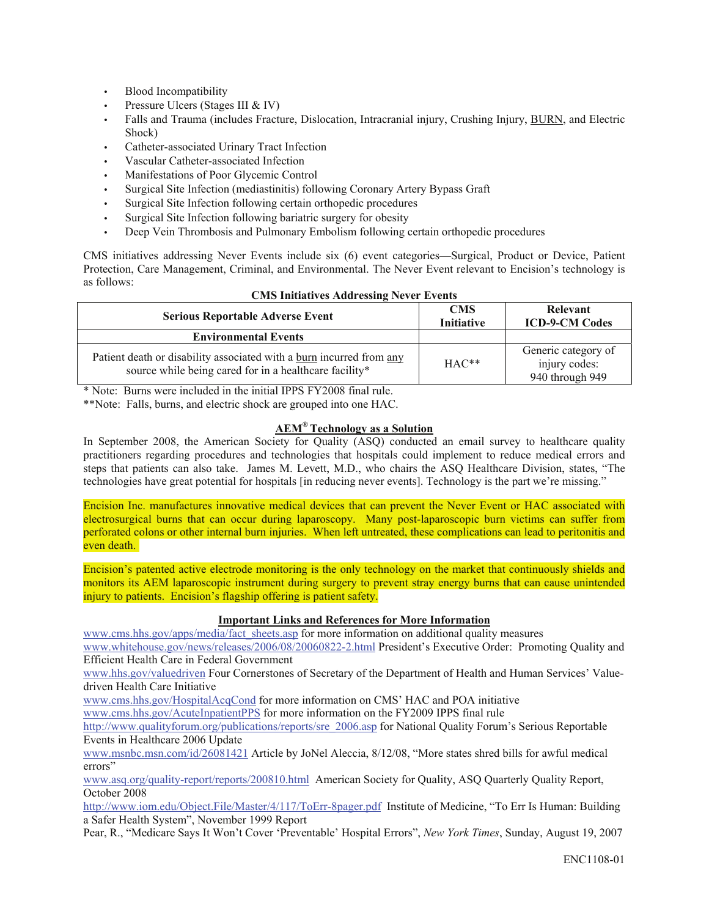- Blood Incompatibility
- Pressure Ulcers (Stages III & IV)
- Falls and Trauma (includes Fracture, Dislocation, Intracranial injury, Crushing Injury, BURN, and Electric Shock)
- Catheter-associated Urinary Tract Infection
- Vascular Catheter-associated Infection
- Manifestations of Poor Glycemic Control
- Surgical Site Infection (mediastinitis) following Coronary Artery Bypass Graft
- Surgical Site Infection following certain orthopedic procedures
- Surgical Site Infection following bariatric surgery for obesity
- Deep Vein Thrombosis and Pulmonary Embolism following certain orthopedic procedures

CMS initiatives addressing Never Events include six (6) event categories—Surgical, Product or Device, Patient Protection, Care Management, Criminal, and Environmental. The Never Event relevant to Encision's technology is as follows:

**CMS Initiatives Addressing Never Events**

| Serious Reportable Adverse Event | CMS Initiative | Relevant ICD-9-CM Codes |
|---|---|---|
| **Environmental Events** | | |
| Patient death or disability associated with a burn incurred from any source while being cared for in a healthcare facility* | HAC** | Generic category of injury codes: 940 through 949 |

\* Note: Burns were included in the initial IPPS FY2008 final rule.

\*\*Note: Falls, burns, and electric shock are grouped into one HAC.

## AEM® Technology as a Solution

In September 2008, the American Society for Quality (ASQ) conducted an email survey to healthcare quality practitioners regarding procedures and technologies that hospitals could implement to reduce medical errors and steps that patients can also take. James M. Levett, M.D., who chairs the ASQ Healthcare Division, states, "The technologies have great potential for hospitals [in reducing never events]. Technology is the part we're missing."

Encision Inc. manufactures innovative medical devices that can prevent the Never Event or HAC associated with electrosurgical burns that can occur during laparoscopy. Many post-laparoscopic burn victims can suffer from perforated colons or other internal burn injuries. When left untreated, these complications can lead to peritonitis and even death.

Encision's patented active electrode monitoring is the only technology on the market that continuously shields and monitors its AEM laparoscopic instrument during surgery to prevent stray energy burns that can cause unintended injury to patients. Encision's flagship offering is patient safety.

## Important Links and References for More Information

www.cms.hhs.gov/apps/media/fact_sheets.asp for more information on additional quality measures

www.whitehouse.gov/news/releases/2006/08/20060822-2.html President's Executive Order: Promoting Quality and Efficient Health Care in Federal Government

www.hhs.gov/valuedriven Four Cornerstones of Secretary of the Department of Health and Human Services' Value-driven Health Care Initiative

www.cms.hhs.gov/HospitalAcqCond for more information on CMS' HAC and POA initiative

www.cms.hhs.gov/AcuteInpatientPPS for more information on the FY2009 IPPS final rule

http://www.qualityforum.org/publications/reports/sre_2006.asp for National Quality Forum's Serious Reportable Events in Healthcare 2006 Update

www.msnbc.msn.com/id/26081421 Article by JoNel Aleccia, 8/12/08, "More states shred bills for awful medical errors"

www.asq.org/quality-report/reports/200810.html American Society for Quality, ASQ Quarterly Quality Report, October 2008

http://www.iom.edu/Object.File/Master/4/117/ToErr-8pager.pdf Institute of Medicine, "To Err Is Human: Building a Safer Health System", November 1999 Report

Pear, R., "Medicare Says It Won't Cover 'Preventable' Hospital Errors", *New York Times*, Sunday, August 19, 2007

ENC1108-01